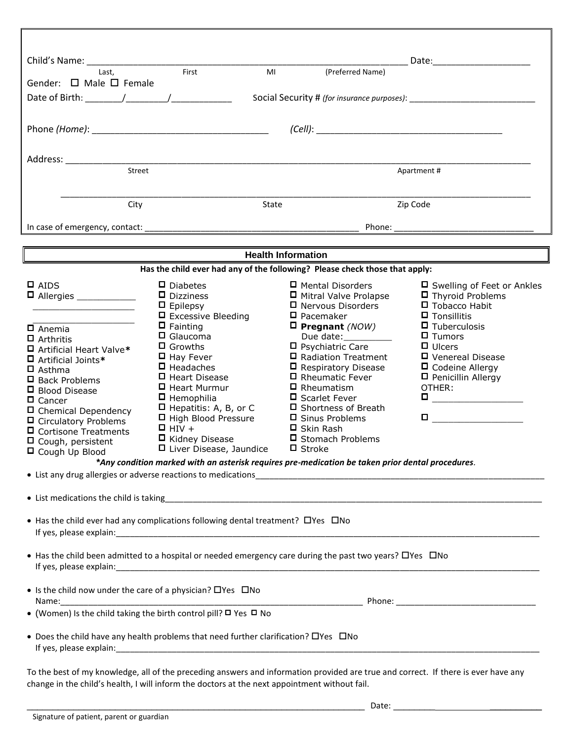Child's Name: ______________________________________________________________ Date:___________________

Last, First MI (Preferred Name)

Gender: ☐ Male ☐ Female

Date of Birth: _______/________/___________ Social Security # *(for insurance purposes)*: _________________________

Phone *(Home)*: __________________________________ *(Cell)*: ____________________________________

Address: _________________________________________________________________________________________

Street Apartment #

_________________________________________________________________________________________

City State Zip Code

In case of emergency, contact: ____________________________________________ Phone: _____________________________

## Health Information

**Has the child ever had any of the following? Please check those that apply:**

- ☐ AIDS
- ☐ Allergies ___________ ____________________ ____________________
- ☐ Anemia
- ☐ Arthritis
- ☐ Artificial Heart Valve**\***
- ☐ Artificial Joints**\***
- ☐ Asthma
- ☐ Back Problems
- ☐ Blood Disease
- ☐ Cancer
- ☐ Chemical Dependency
- ☐ Circulatory Problems
- ☐ Cortisone Treatments
- ☐ Cough, persistent
- ☐ Cough Up Blood
- ☐ Diabetes
- ☐ Dizziness
- ☐ Epilepsy
- ☐ Excessive Bleeding
- ☐ Fainting
- ☐ Glaucoma
- ☐ Growths
- ☐ Hay Fever
- ☐ Headaches
- ☐ Heart Disease
- ☐ Heart Murmur
- ☐ Hemophilia
- ☐ Hepatitis: A, B, or C
- ☐ High Blood Pressure
- ☐ HIV +
- ☐ Kidney Disease
- ☐ Liver Disease, Jaundice
- ☐ Mental Disorders
- ☐ Mitral Valve Prolapse
- ☐ Nervous Disorders
- ☐ Pacemaker
- ☐ **Pregnant** *(NOW)* Due date:_________
- ☐ Psychiatric Care
- ☐ Radiation Treatment
- ☐ Respiratory Disease
- ☐ Rheumatic Fever
- ☐ Rheumatism
- ☐ Scarlet Fever
- ☐ Shortness of Breath
- ☐ Sinus Problems
- ☐ Skin Rash
- ☐ Stomach Problems
- ☐ Stroke
- ☐ Swelling of Feet or Ankles
- ☐ Thyroid Problems
- ☐ Tobacco Habit
- ☐ Tonsillitis
- ☐ Tuberculosis
- ☐ Tumors
- ☐ Ulcers
- ☐ Venereal Disease
- ☐ Codeine Allergy
- ☐ Penicillin Allergy
- OTHER:
- ☐ _________________
- ☐ _________________

***Any condition marked with an asterisk requires pre-medication be taken prior dental procedures**.*

- List any drug allergies or adverse reactions to medications_______________________________________________________________
- List medications the child is taking_________________________________________________________________________________
- Has the child ever had any complications following dental treatment? ☐Yes ☐No
  If yes, please explain:___________________________________________________________________________________________
- Has the child been admitted to a hospital or needed emergency care during the past two years? ☐Yes ☐No
  If yes, please explain:___________________________________________________________________________________________
- Is the child now under the care of a physician? ☐Yes ☐No
  Name:___________________________________________________________________ Phone: _____________________________
- (Women) Is the child taking the birth control pill? ☐ Yes ☐ No
- Does the child have any health problems that need further clarification? ☐Yes ☐No
  If yes, please explain:___________________________________________________________________________________________

To the best of my knowledge, all of the preceding answers and information provided are true and correct. If there is ever have any change in the child's health, I will inform the doctors at the next appointment without fail.

___________________________________________________________________________ Date: _______________________

Signature of patient, parent or guardian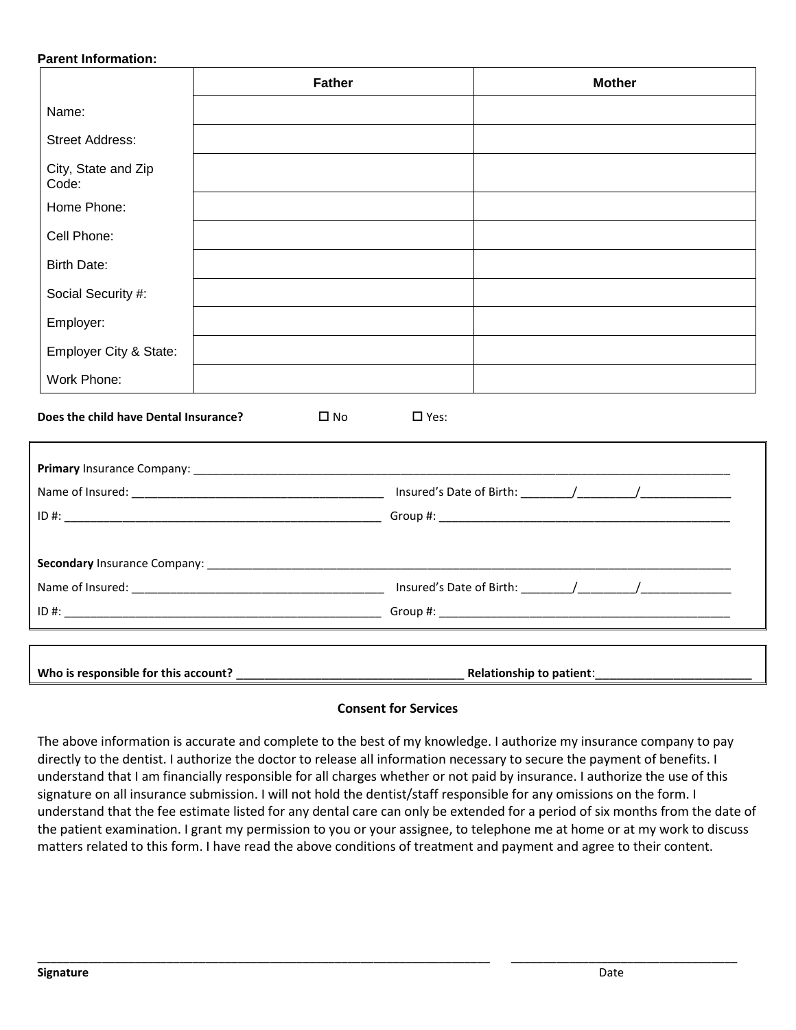**Parent Information:**

| | Father | Mother |
|---|---|---|
| Name: | | |
| Street Address: | | |
| City, State and Zip Code: | | |
| Home Phone: | | |
| Cell Phone: | | |
| Birth Date: | | |
| Social Security #: | | |
| Employer: | | |
| Employer City & State: | | |
| Work Phone: | | |

**Does the child have Dental Insurance?** ☐ No ☐ Yes:

**Primary** Insurance Company: ______________________________________________________________________________

Name of Insured: ________________________________________ Insured's Date of Birth: ________/_________/______________

ID #: ___________________________________________________ Group #: ______________________________________________

**Secondary** Insurance Company: ____________________________________________________________________________

Name of Insured: ________________________________________ Insured's Date of Birth: ________/_________/______________

ID #: ___________________________________________________ Group #: ______________________________________________

**Who is responsible for this account?** ___________________________________ **Relationship to patient**:_________________________

**Consent for Services**

The above information is accurate and complete to the best of my knowledge. I authorize my insurance company to pay directly to the dentist. I authorize the doctor to release all information necessary to secure the payment of benefits. I understand that I am financially responsible for all charges whether or not paid by insurance. I authorize the use of this signature on all insurance submission. I will not hold the dentist/staff responsible for any omissions on the form. I understand that the fee estimate listed for any dental care can only be extended for a period of six months from the date of the patient examination. I grant my permission to you or your assignee, to telephone me at home or at my work to discuss matters related to this form. I have read the above conditions of treatment and payment and agree to their content.

______________________________________________________________________ ___________________________________

**Signature** Date